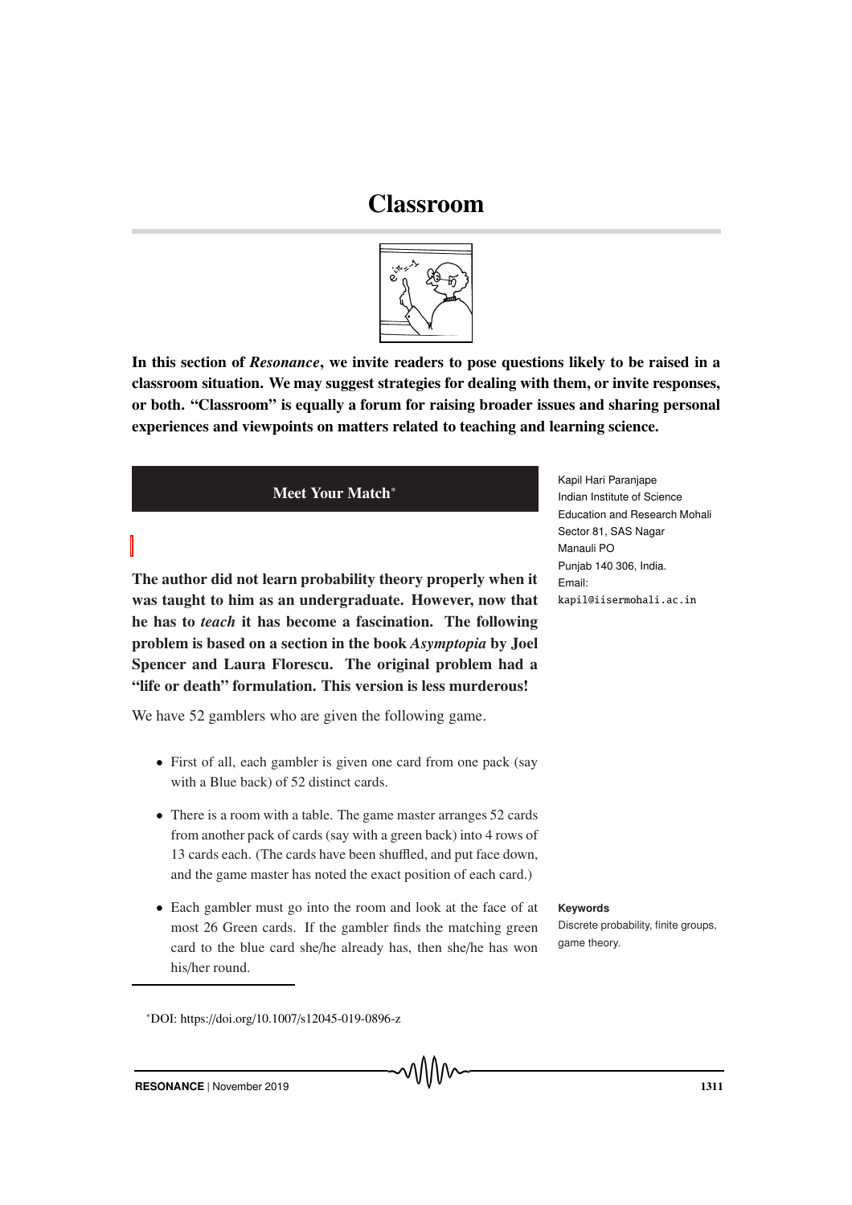# Classroom

**In this section of *Resonance*, we invite readers to pose questions likely to be raised in a classroom situation. We may suggest strategies for dealing with them, or invite responses, or both. "Classroom" is equally a forum for raising broader issues and sharing personal experiences and viewpoints on matters related to teaching and learning science.**

## Meet Your Match*

Kapil Hari Paranjape
Indian Institute of Science
Education and Research Mohali
Sector 81, SAS Nagar
Manauli PO
Punjab 140 306, India.
Email:
kapil@iisermohali.ac.in

**The author did not learn probability theory properly when it was taught to him as an undergraduate. However, now that he has to *teach* it has become a fascination. The following problem is based on a section in the book *Asymptopia* by Joel Spencer and Laura Florescu. The original problem had a "life or death" formulation. This version is less murderous!**

We have 52 gamblers who are given the following game.

- First of all, each gambler is given one card from one pack (say with a Blue back) of 52 distinct cards.
- There is a room with a table. The game master arranges 52 cards from another pack of cards (say with a green back) into 4 rows of 13 cards each. (The cards have been shuffled, and put face down, and the game master has noted the exact position of each card.)
- Each gambler must go into the room and look at the face of at most 26 Green cards. If the gambler finds the matching green card to the blue card she/he already has, then she/he has won his/her round.

**Keywords**

Discrete probability, finite groups, game theory.

*DOI: https://doi.org/10.1007/s12045-019-0896-z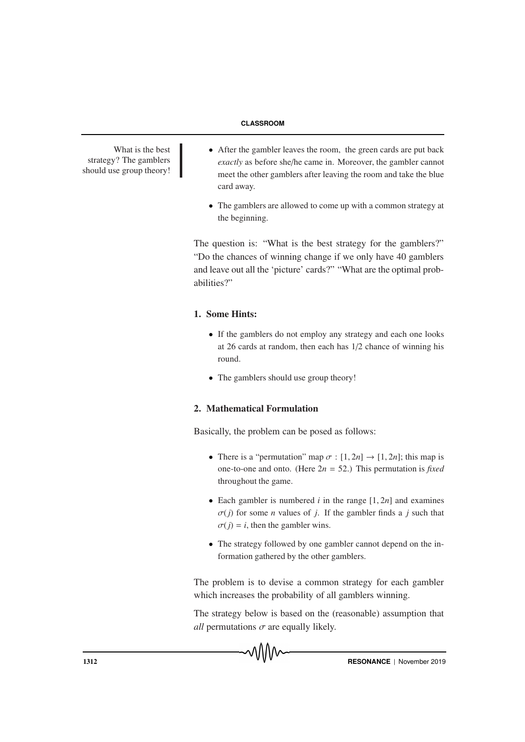What is the best strategy? The gamblers should use group theory!

- After the gambler leaves the room, the green cards are put back *exactly* as before she/he came in. Moreover, the gambler cannot meet the other gamblers after leaving the room and take the blue card away.
- The gamblers are allowed to come up with a common strategy at the beginning.

The question is: "What is the best strategy for the gamblers?" "Do the chances of winning change if we only have 40 gamblers and leave out all the 'picture' cards?" "What are the optimal probabilities?"

## 1. Some Hints:

- If the gamblers do not employ any strategy and each one looks at 26 cards at random, then each has 1/2 chance of winning his round.
- The gamblers should use group theory!

## 2. Mathematical Formulation

Basically, the problem can be posed as follows:

- There is a "permutation" map $\sigma : [1, 2n] \to [1, 2n]$; this map is one-to-one and onto. (Here $2n = 52$.) This permutation is *fixed* throughout the game.
- Each gambler is numbered $i$ in the range $[1, 2n]$ and examines $\sigma(j)$ for some $n$ values of $j$. If the gambler finds a $j$ such that $\sigma(j) = i$, then the gambler wins.
- The strategy followed by one gambler cannot depend on the information gathered by the other gamblers.

The problem is to devise a common strategy for each gambler which increases the probability of all gamblers winning.

The strategy below is based on the (reasonable) assumption that *all* permutations $\sigma$ are equally likely.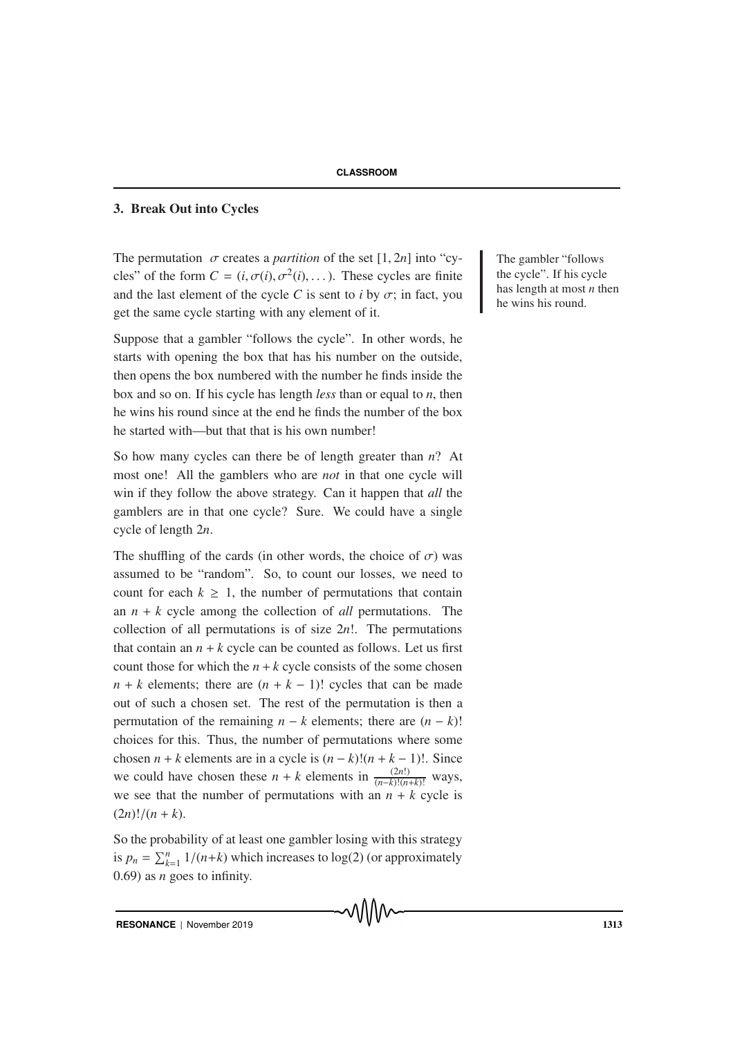## 3. Break Out into Cycles

The permutation $\sigma$ creates a *partition* of the set $[1, 2n]$ into "cycles" of the form $C = (i, \sigma(i), \sigma^2(i), \dots)$. These cycles are finite and the last element of the cycle $C$ is sent to $i$ by $\sigma$; in fact, you get the same cycle starting with any element of it.

The gambler "follows the cycle". If his cycle has length at most $n$ then he wins his round.

Suppose that a gambler "follows the cycle". In other words, he starts with opening the box that has his number on the outside, then opens the box numbered with the number he finds inside the box and so on. If his cycle has length *less* than or equal to $n$, then he wins his round since at the end he finds the number of the box he started with—but that that is his own number!

So how many cycles can there be of length greater than $n$? At most one! All the gamblers who are *not* in that one cycle will win if they follow the above strategy. Can it happen that *all* the gamblers are in that one cycle? Sure. We could have a single cycle of length $2n$.

The shuffling of the cards (in other words, the choice of $\sigma$) was assumed to be "random". So, to count our losses, we need to count for each $k \geq 1$, the number of permutations that contain an $n + k$ cycle among the collection of *all* permutations. The collection of all permutations is of size $2n!$. The permutations that contain an $n + k$ cycle can be counted as follows. Let us first count those for which the $n + k$ cycle consists of the some chosen $n + k$ elements; there are $(n + k - 1)!$ cycles that can be made out of such a chosen set. The rest of the permutation is then a permutation of the remaining $n - k$ elements; there are $(n - k)!$ choices for this. Thus, the number of permutations where some chosen $n + k$ elements are in a cycle is $(n - k)!(n + k - 1)!$. Since we could have chosen these $n + k$ elements in $\frac{(2n!)}{(n-k)!(n+k)!}$ ways, we see that the number of permutations with an $n + k$ cycle is $(2n)!/(n + k)$.

So the probability of at least one gambler losing with this strategy is $p_n = \sum_{k=1}^{n} 1/(n+k)$ which increases to $\log(2)$ (or approximately 0.69) as $n$ goes to infinity.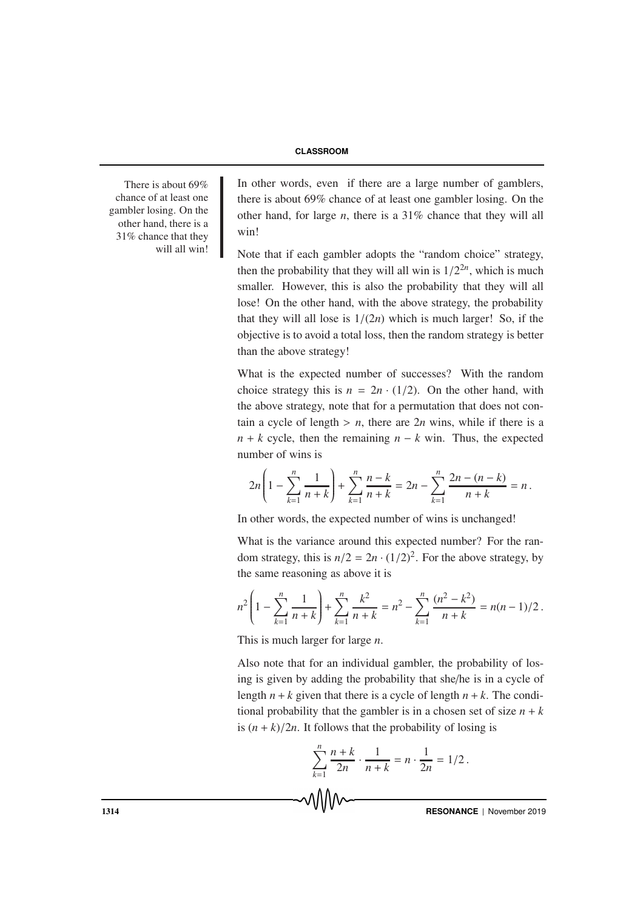In other words, even if there are a large number of gamblers, there is about 69% chance of at least one gambler losing. On the other hand, for large $n$, there is a 31% chance that they will all win!

There is about 69% chance of at least one gambler losing. On the other hand, there is a 31% chance that they will all win!

Note that if each gambler adopts the "random choice" strategy, then the probability that they will all win is $1/2^{2n}$, which is much smaller. However, this is also the probability that they will all lose! On the other hand, with the above strategy, the probability that they will all lose is $1/(2n)$ which is much larger! So, if the objective is to avoid a total loss, then the random strategy is better than the above strategy!

What is the expected number of successes? With the random choice strategy this is $n = 2n \cdot (1/2)$. On the other hand, with the above strategy, note that for a permutation that does not contain a cycle of length $> n$, there are $2n$ wins, while if there is a $n + k$ cycle, then the remaining $n - k$ win. Thus, the expected number of wins is

$$2n\left(1 - \sum_{k=1}^{n} \frac{1}{n+k}\right) + \sum_{k=1}^{n} \frac{n-k}{n+k} = 2n - \sum_{k=1}^{n} \frac{2n - (n-k)}{n+k} = n\,.$$

In other words, the expected number of wins is unchanged!

What is the variance around this expected number? For the random strategy, this is $n/2 = 2n \cdot (1/2)^2$. For the above strategy, by the same reasoning as above it is

$$n^2\left(1 - \sum_{k=1}^{n} \frac{1}{n+k}\right) + \sum_{k=1}^{n} \frac{k^2}{n+k} = n^2 - \sum_{k=1}^{n} \frac{(n^2 - k^2)}{n+k} = n(n-1)/2\,.$$

This is much larger for large $n$.

Also note that for an individual gambler, the probability of losing is given by adding the probability that she/he is in a cycle of length $n + k$ given that there is a cycle of length $n + k$. The conditional probability that the gambler is in a chosen set of size $n + k$ is $(n + k)/2n$. It follows that the probability of losing is

$$\sum_{k=1}^{n} \frac{n+k}{2n} \cdot \frac{1}{n+k} = n \cdot \frac{1}{2n} = 1/2\,.$$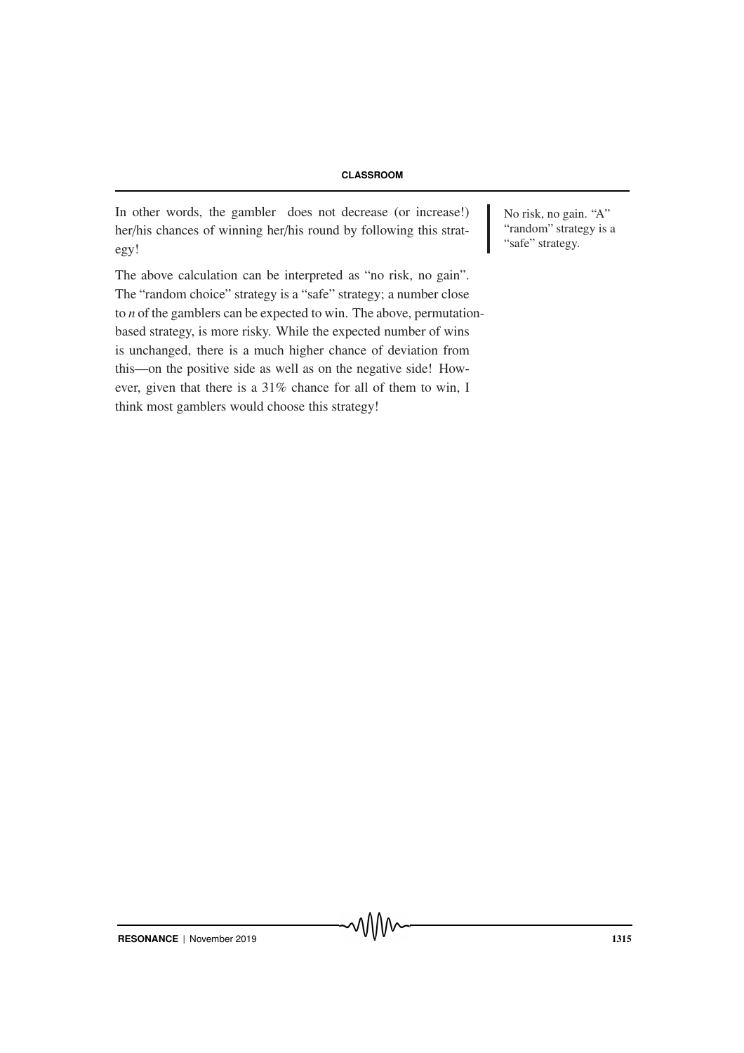In other words, the gambler does not decrease (or increase!) her/his chances of winning her/his round by following this strategy!

No risk, no gain. "A" "random" strategy is a "safe" strategy.

The above calculation can be interpreted as "no risk, no gain". The "random choice" strategy is a "safe" strategy; a number close to $n$ of the gamblers can be expected to win. The above, permutation-based strategy, is more risky. While the expected number of wins is unchanged, there is a much higher chance of deviation from this—on the positive side as well as on the negative side! However, given that there is a 31% chance for all of them to win, I think most gamblers would choose this strategy!